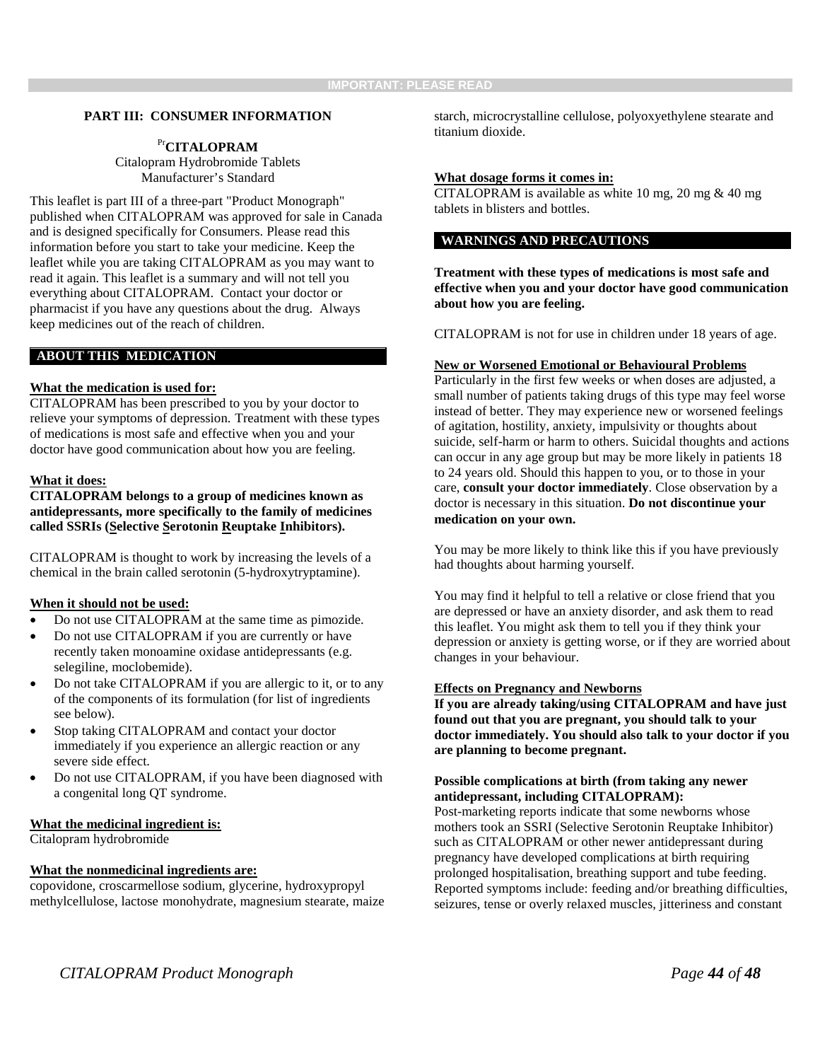IMPORTANT: PLEASE READ

## PART III: CONSUMER INFORMATION

**[Pr]CITALOPRAM**
Citalopram Hydrobromide Tablets
Manufacturer's Standard

This leaflet is part III of a three-part "Product Monograph" published when CITALOPRAM was approved for sale in Canada and is designed specifically for Consumers. Please read this information before you start to take your medicine. Keep the leaflet while you are taking CITALOPRAM as you may want to read it again. This leaflet is a summary and will not tell you everything about CITALOPRAM. Contact your doctor or pharmacist if you have any questions about the drug. Always keep medicines out of the reach of children.

### ABOUT THIS MEDICATION

**What the medication is used for:**
CITALOPRAM has been prescribed to you by your doctor to relieve your symptoms of depression. Treatment with these types of medications is most safe and effective when you and your doctor have good communication about how you are feeling.

**What it does:**
**CITALOPRAM belongs to a group of medicines known as antidepressants, more specifically to the family of medicines called SSRIs (Selective Serotonin Reuptake Inhibitors).**

CITALOPRAM is thought to work by increasing the levels of a chemical in the brain called serotonin (5-hydroxytryptamine).

**When it should not be used:**

- Do not use CITALOPRAM at the same time as pimozide.
- Do not use CITALOPRAM if you are currently or have recently taken monoamine oxidase antidepressants (e.g. selegiline, moclobemide).
- Do not take CITALOPRAM if you are allergic to it, or to any of the components of its formulation (for list of ingredients see below).
- Stop taking CITALOPRAM and contact your doctor immediately if you experience an allergic reaction or any severe side effect.
- Do not use CITALOPRAM, if you have been diagnosed with a congenital long QT syndrome.

**What the medicinal ingredient is:**
Citalopram hydrobromide

**What the nonmedicinal ingredients are:**
copovidone, croscarmellose sodium, glycerine, hydroxypropyl methylcellulose, lactose monohydrate, magnesium stearate, maize starch, microcrystalline cellulose, polyoxyethylene stearate and titanium dioxide.

**What dosage forms it comes in:**
CITALOPRAM is available as white 10 mg, 20 mg & 40 mg tablets in blisters and bottles.

### WARNINGS AND PRECAUTIONS

**Treatment with these types of medications is most safe and effective when you and your doctor have good communication about how you are feeling.**

CITALOPRAM is not for use in children under 18 years of age.

**New or Worsened Emotional or Behavioural Problems**
Particularly in the first few weeks or when doses are adjusted, a small number of patients taking drugs of this type may feel worse instead of better. They may experience new or worsened feelings of agitation, hostility, anxiety, impulsivity or thoughts about suicide, self-harm or harm to others. Suicidal thoughts and actions can occur in any age group but may be more likely in patients 18 to 24 years old. Should this happen to you, or to those in your care, **consult your doctor immediately**. Close observation by a doctor is necessary in this situation. **Do not discontinue your medication on your own.**

You may be more likely to think like this if you have previously had thoughts about harming yourself.

You may find it helpful to tell a relative or close friend that you are depressed or have an anxiety disorder, and ask them to read this leaflet. You might ask them to tell you if they think your depression or anxiety is getting worse, or if they are worried about changes in your behaviour.

**Effects on Pregnancy and Newborns**
**If you are already taking/using CITALOPRAM and have just found out that you are pregnant, you should talk to your doctor immediately. You should also talk to your doctor if you are planning to become pregnant.**

**Possible complications at birth (from taking any newer antidepressant, including CITALOPRAM):**
Post-marketing reports indicate that some newborns whose mothers took an SSRI (Selective Serotonin Reuptake Inhibitor) such as CITALOPRAM or other newer antidepressant during pregnancy have developed complications at birth requiring prolonged hospitalisation, breathing support and tube feeding. Reported symptoms include: feeding and/or breathing difficulties, seizures, tense or overly relaxed muscles, jitteriness and constant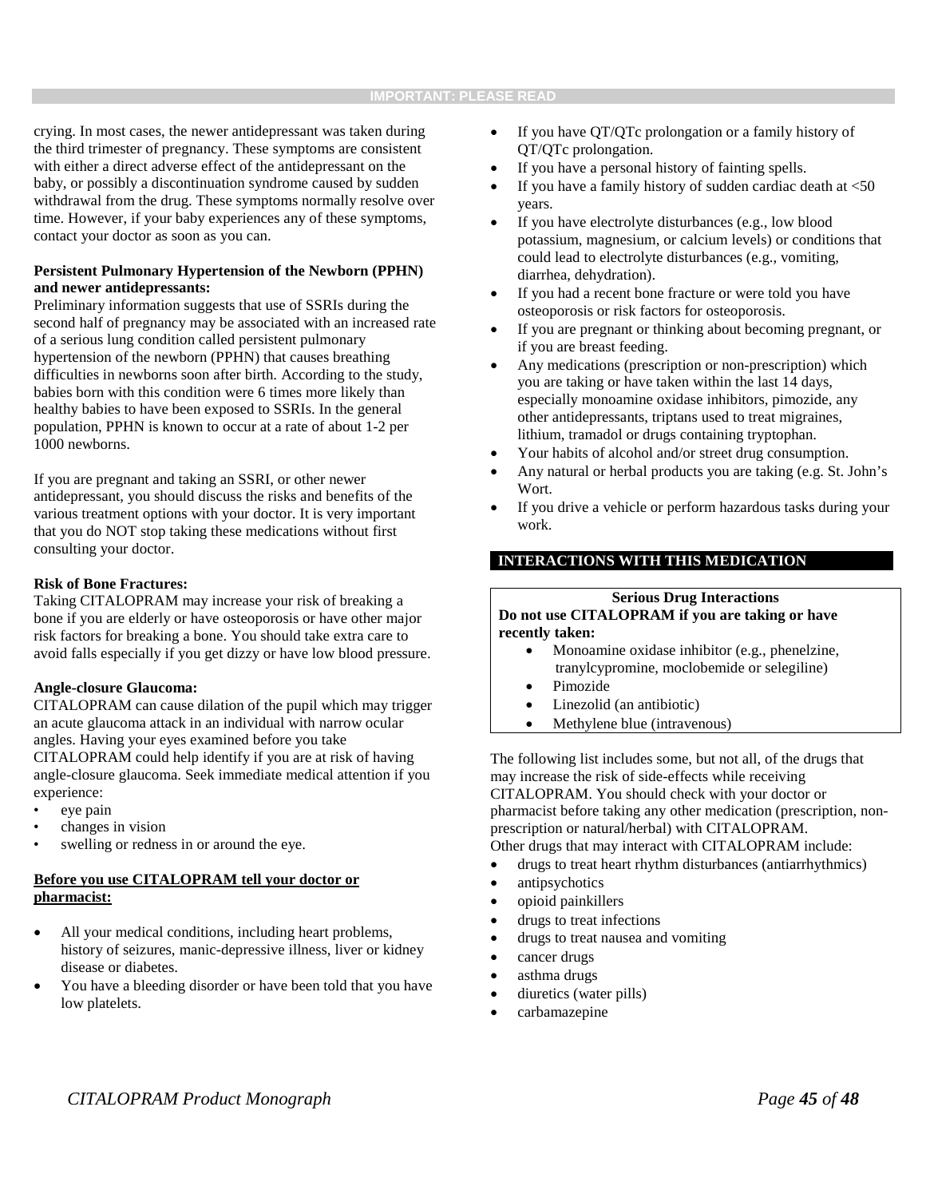crying. In most cases, the newer antidepressant was taken during the third trimester of pregnancy. These symptoms are consistent with either a direct adverse effect of the antidepressant on the baby, or possibly a discontinuation syndrome caused by sudden withdrawal from the drug. These symptoms normally resolve over time. However, if your baby experiences any of these symptoms, contact your doctor as soon as you can.

**Persistent Pulmonary Hypertension of the Newborn (PPHN) and newer antidepressants:**
Preliminary information suggests that use of SSRIs during the second half of pregnancy may be associated with an increased rate of a serious lung condition called persistent pulmonary hypertension of the newborn (PPHN) that causes breathing difficulties in newborns soon after birth. According to the study, babies born with this condition were 6 times more likely than healthy babies to have been exposed to SSRIs. In the general population, PPHN is known to occur at a rate of about 1-2 per 1000 newborns.

If you are pregnant and taking an SSRI, or other newer antidepressant, you should discuss the risks and benefits of the various treatment options with your doctor. It is very important that you do NOT stop taking these medications without first consulting your doctor.

**Risk of Bone Fractures:**
Taking CITALOPRAM may increase your risk of breaking a bone if you are elderly or have osteoporosis or have other major risk factors for breaking a bone. You should take extra care to avoid falls especially if you get dizzy or have low blood pressure.

**Angle-closure Glaucoma:**
CITALOPRAM can cause dilation of the pupil which may trigger an acute glaucoma attack in an individual with narrow ocular angles. Having your eyes examined before you take CITALOPRAM could help identify if you are at risk of having angle-closure glaucoma. Seek immediate medical attention if you experience:

- eye pain
- changes in vision
- swelling or redness in or around the eye.

**Before you use CITALOPRAM tell your doctor or pharmacist:**

- All your medical conditions, including heart problems, history of seizures, manic-depressive illness, liver or kidney disease or diabetes.
- You have a bleeding disorder or have been told that you have low platelets.
- If you have QT/QTc prolongation or a family history of QT/QTc prolongation.
- If you have a personal history of fainting spells.
- If you have a family history of sudden cardiac death at <50 years.
- If you have electrolyte disturbances (e.g., low blood potassium, magnesium, or calcium levels) or conditions that could lead to electrolyte disturbances (e.g., vomiting, diarrhea, dehydration).
- If you had a recent bone fracture or were told you have osteoporosis or risk factors for osteoporosis.
- If you are pregnant or thinking about becoming pregnant, or if you are breast feeding.
- Any medications (prescription or non-prescription) which you are taking or have taken within the last 14 days, especially monoamine oxidase inhibitors, pimozide, any other antidepressants, triptans used to treat migraines, lithium, tramadol or drugs containing tryptophan.
- Your habits of alcohol and/or street drug consumption.
- Any natural or herbal products you are taking (e.g. St. John's Wort.
- If you drive a vehicle or perform hazardous tasks during your work.

## INTERACTIONS WITH THIS MEDICATION

**Serious Drug Interactions**

**Do not use CITALOPRAM if you are taking or have recently taken:**

- Monoamine oxidase inhibitor (e.g., phenelzine, tranylcypromine, moclobemide or selegiline)
- Pimozide
- Linezolid (an antibiotic)
- Methylene blue (intravenous)

The following list includes some, but not all, of the drugs that may increase the risk of side-effects while receiving CITALOPRAM. You should check with your doctor or pharmacist before taking any other medication (prescription, non-prescription or natural/herbal) with CITALOPRAM.
Other drugs that may interact with CITALOPRAM include:

- drugs to treat heart rhythm disturbances (antiarrhythmics)
- antipsychotics
- opioid painkillers
- drugs to treat infections
- drugs to treat nausea and vomiting
- cancer drugs
- asthma drugs
- diuretics (water pills)
- carbamazepine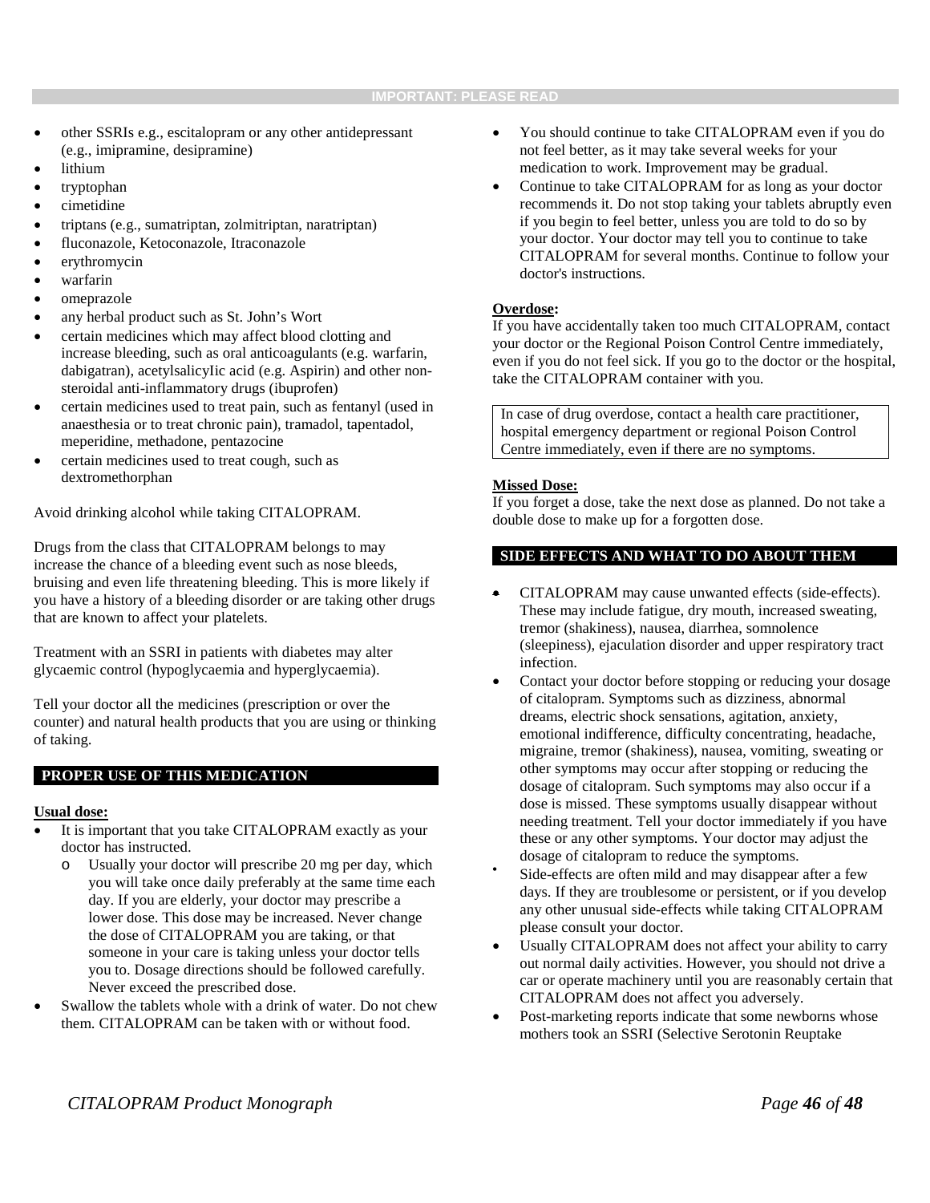- other SSRIs e.g., escitalopram or any other antidepressant (e.g., imipramine, desipramine)
- lithium
- tryptophan
- cimetidine
- triptans (e.g., sumatriptan, zolmitriptan, naratriptan)
- fluconazole, Ketoconazole, Itraconazole
- erythromycin
- warfarin
- omeprazole
- any herbal product such as St. John's Wort
- certain medicines which may affect blood clotting and increase bleeding, such as oral anticoagulants (e.g. warfarin, dabigatran), acetylsalicylic acid (e.g. Aspirin) and other non-steroidal anti-inflammatory drugs (ibuprofen)
- certain medicines used to treat pain, such as fentanyl (used in anaesthesia or to treat chronic pain), tramadol, tapentadol, meperidine, methadone, pentazocine
- certain medicines used to treat cough, such as dextromethorphan

Avoid drinking alcohol while taking CITALOPRAM.

Drugs from the class that CITALOPRAM belongs to may increase the chance of a bleeding event such as nose bleeds, bruising and even life threatening bleeding. This is more likely if you have a history of a bleeding disorder or are taking other drugs that are known to affect your platelets.

Treatment with an SSRI in patients with diabetes may alter glycaemic control (hypoglycaemia and hyperglycaemia).

Tell your doctor all the medicines (prescription or over the counter) and natural health products that you are using or thinking of taking.

## PROPER USE OF THIS MEDICATION

**Usual dose:**

- It is important that you take CITALOPRAM exactly as your doctor has instructed.
  - Usually your doctor will prescribe 20 mg per day, which you will take once daily preferably at the same time each day. If you are elderly, your doctor may prescribe a lower dose. This dose may be increased. Never change the dose of CITALOPRAM you are taking, or that someone in your care is taking unless your doctor tells you to. Dosage directions should be followed carefully. Never exceed the prescribed dose.
- Swallow the tablets whole with a drink of water. Do not chew them. CITALOPRAM can be taken with or without food.
- You should continue to take CITALOPRAM even if you do not feel better, as it may take several weeks for your medication to work. Improvement may be gradual.
- Continue to take CITALOPRAM for as long as your doctor recommends it. Do not stop taking your tablets abruptly even if you begin to feel better, unless you are told to do so by your doctor. Your doctor may tell you to continue to take CITALOPRAM for several months. Continue to follow your doctor's instructions.

**Overdose:**

If you have accidentally taken too much CITALOPRAM, contact your doctor or the Regional Poison Control Centre immediately, even if you do not feel sick. If you go to the doctor or the hospital, take the CITALOPRAM container with you.

| In case of drug overdose, contact a health care practitioner, hospital emergency department or regional Poison Control Centre immediately, even if there are no symptoms. |
|---|

**Missed Dose:**

If you forget a dose, take the next dose as planned. Do not take a double dose to make up for a forgotten dose.

## SIDE EFFECTS AND WHAT TO DO ABOUT THEM

- CITALOPRAM may cause unwanted effects (side-effects). These may include fatigue, dry mouth, increased sweating, tremor (shakiness), nausea, diarrhea, somnolence (sleepiness), ejaculation disorder and upper respiratory tract infection.
- Contact your doctor before stopping or reducing your dosage of citalopram. Symptoms such as dizziness, abnormal dreams, electric shock sensations, agitation, anxiety, emotional indifference, difficulty concentrating, headache, migraine, tremor (shakiness), nausea, vomiting, sweating or other symptoms may occur after stopping or reducing the dosage of citalopram. Such symptoms may also occur if a dose is missed. These symptoms usually disappear without needing treatment. Tell your doctor immediately if you have these or any other symptoms. Your doctor may adjust the dosage of citalopram to reduce the symptoms.
- Side-effects are often mild and may disappear after a few days. If they are troublesome or persistent, or if you develop any other unusual side-effects while taking CITALOPRAM please consult your doctor.
- Usually CITALOPRAM does not affect your ability to carry out normal daily activities. However, you should not drive a car or operate machinery until you are reasonably certain that CITALOPRAM does not affect you adversely.
- Post-marketing reports indicate that some newborns whose mothers took an SSRI (Selective Serotonin Reuptake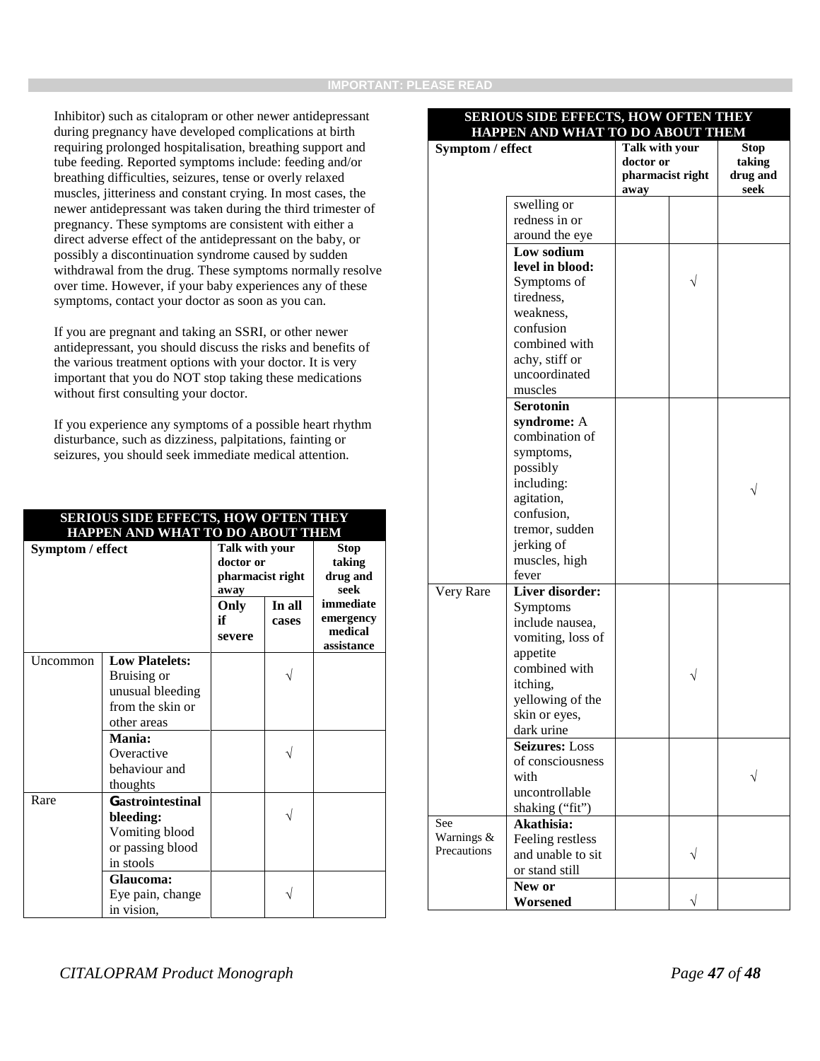Inhibitor) such as citalopram or other newer antidepressant during pregnancy have developed complications at birth requiring prolonged hospitalisation, breathing support and tube feeding. Reported symptoms include: feeding and/or breathing difficulties, seizures, tense or overly relaxed muscles, jitteriness and constant crying. In most cases, the newer antidepressant was taken during the third trimester of pregnancy. These symptoms are consistent with either a direct adverse effect of the antidepressant on the baby, or possibly a discontinuation syndrome caused by sudden withdrawal from the drug. These symptoms normally resolve over time. However, if your baby experiences any of these symptoms, contact your doctor as soon as you can.

If you are pregnant and taking an SSRI, or other newer antidepressant, you should discuss the risks and benefits of the various treatment options with your doctor. It is very important that you do NOT stop taking these medications without first consulting your doctor.

If you experience any symptoms of a possible heart rhythm disturbance, such as dizziness, palpitations, fainting or seizures, you should seek immediate medical attention.

**SERIOUS SIDE EFFECTS, HOW OFTEN THEY HAPPEN AND WHAT TO DO ABOUT THEM**

| Symptom / effect | | Talk with your doctor or pharmacist right away | | Stop taking drug and seek immediate emergency medical assistance |
|---|---|---|---|---|
| | | Only if severe | In all cases | |
| Uncommon | **Low Platelets:** Bruising or unusual bleeding from the skin or other areas | | √ | |
| | **Mania:** Overactive behaviour and thoughts | | √ | |
| Rare | **Gastrointestinal bleeding:** Vomiting blood or passing blood in stools | | √ | |
| | **Glaucoma:** Eye pain, change in vision, swelling or redness in or around the eye | | √ | |
| | **Low sodium level in blood:** Symptoms of tiredness, weakness, confusion combined with achy, stiff or uncoordinated muscles | | √ | |
| | **Serotonin syndrome:** A combination of symptoms, possibly including: agitation, confusion, tremor, sudden jerking of muscles, high fever | | | √ |
| Very Rare | **Liver disorder:** Symptoms include nausea, vomiting, loss of appetite combined with itching, yellowing of the skin or eyes, dark urine | | √ | |
| | **Seizures:** Loss of consciousness with uncontrollable shaking ("fit") | | | √ |
| See Warnings & Precautions | **Akathisia:** Feeling restless and unable to sit or stand still | | √ | |
| | **New or Worsened** | | √ | |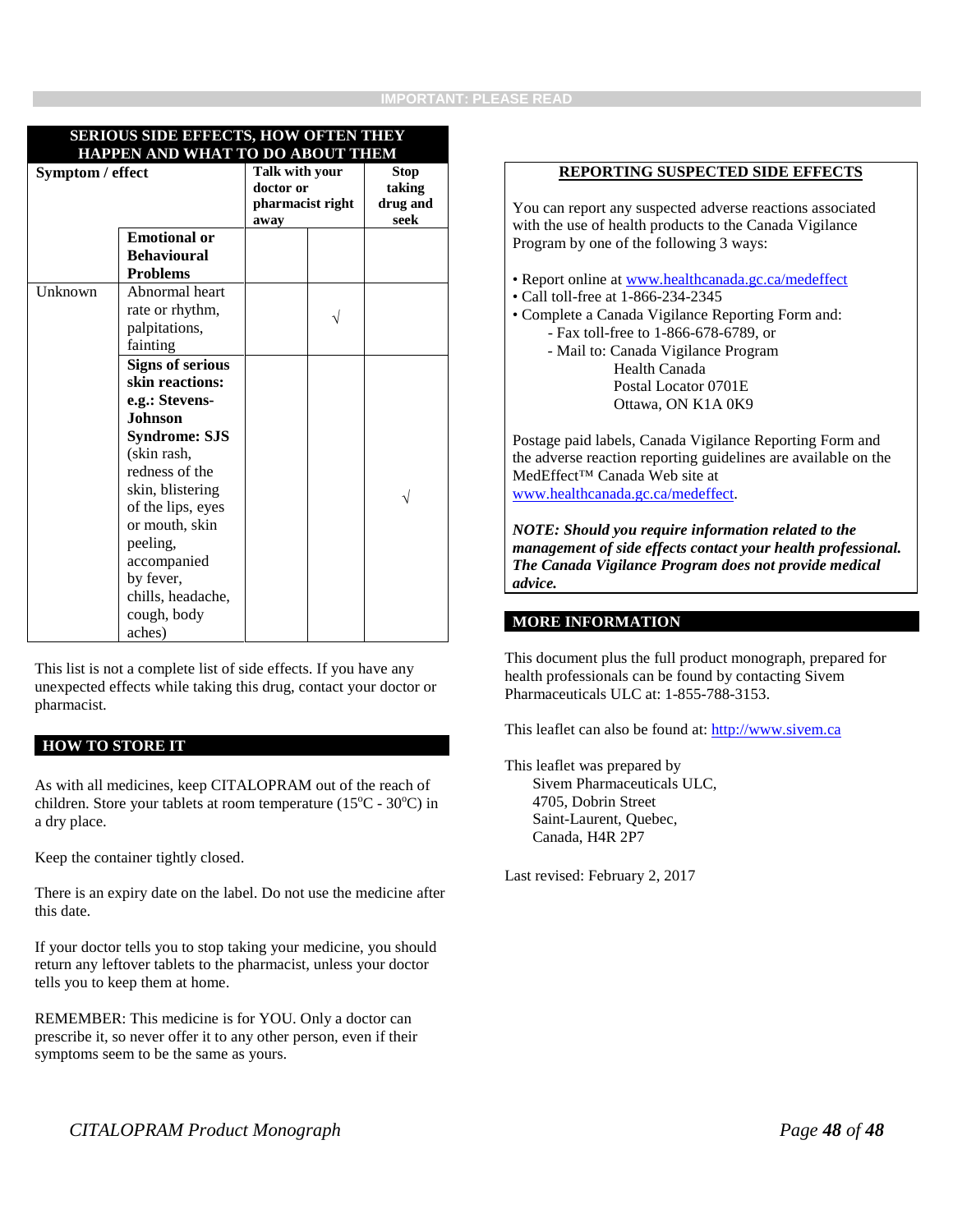| SERIOUS SIDE EFFECTS, HOW OFTEN THEY HAPPEN AND WHAT TO DO ABOUT THEM | | | | |
|---|---|---|---|---|
| **Symptom / effect** | | **Talk with your doctor or pharmacist right away** | | **Stop taking drug and seek** |
| | **Emotional or Behavioural Problems** | | | |
| Unknown | Abnormal heart rate or rhythm, palpitations, fainting | | √ | |
| | **Signs of serious skin reactions: e.g.: Stevens-Johnson Syndrome: SJS** (skin rash, redness of the skin, blistering of the lips, eyes or mouth, skin peeling, accompanied by fever, chills, headache, cough, body aches) | | | √ |

This list is not a complete list of side effects. If you have any unexpected effects while taking this drug, contact your doctor or pharmacist.

## HOW TO STORE IT

As with all medicines, keep CITALOPRAM out of the reach of children. Store your tablets at room temperature (15°C - 30°C) in a dry place.

Keep the container tightly closed.

There is an expiry date on the label. Do not use the medicine after this date.

If your doctor tells you to stop taking your medicine, you should return any leftover tablets to the pharmacist, unless your doctor tells you to keep them at home.

REMEMBER: This medicine is for YOU. Only a doctor can prescribe it, so never offer it to any other person, even if their symptoms seem to be the same as yours.

## REPORTING SUSPECTED SIDE EFFECTS

You can report any suspected adverse reactions associated with the use of health products to the Canada Vigilance Program by one of the following 3 ways:

- Report online at www.healthcanada.gc.ca/medeffect
- Call toll-free at 1-866-234-2345
- Complete a Canada Vigilance Reporting Form and:
  - Fax toll-free to 1-866-678-6789, or
  - Mail to: Canada Vigilance Program
    Health Canada
    Postal Locator 0701E
    Ottawa, ON K1A 0K9

Postage paid labels, Canada Vigilance Reporting Form and the adverse reaction reporting guidelines are available on the MedEffect™ Canada Web site at www.healthcanada.gc.ca/medeffect.

***NOTE: Should you require information related to the management of side effects contact your health professional. The Canada Vigilance Program does not provide medical advice.***

## MORE INFORMATION

This document plus the full product monograph, prepared for health professionals can be found by contacting Sivem Pharmaceuticals ULC at: 1-855-788-3153.

This leaflet can also be found at: http://www.sivem.ca

This leaflet was prepared by
Sivem Pharmaceuticals ULC,
4705, Dobrin Street
Saint-Laurent, Quebec,
Canada, H4R 2P7

Last revised: February 2, 2017